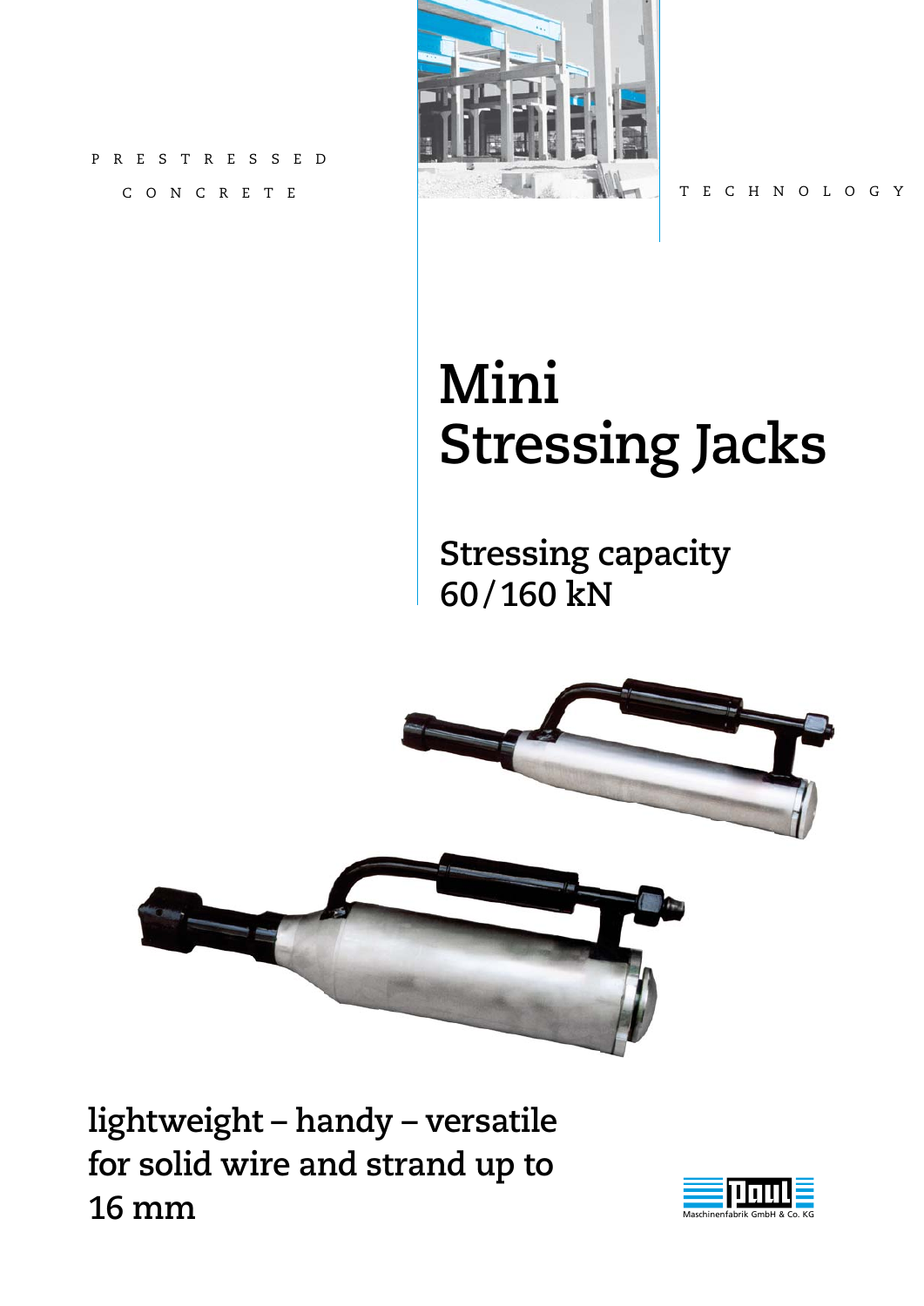PRESTRESSED CONCRETE TECHNOLOGY

# Mini Stressing Jacks

## Stressing capacity 60/160 kN

**lightweight – handy – versatile for solid wire and strand up to 16 mm**

Paul Maschinenfabrik GmbH & Co. KG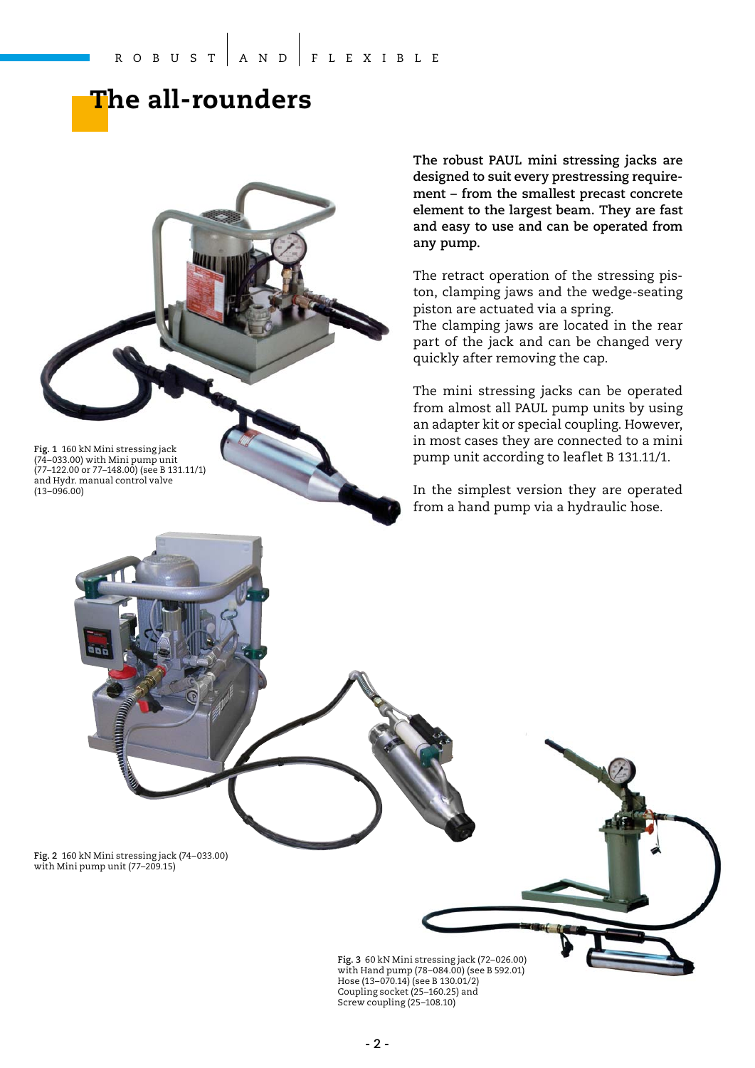R O B U S T | A N D | F L E X I B L E

# The all-rounders

**The robust PAUL mini stressing jacks are designed to suit every prestressing requirement – from the smallest precast concrete element to the largest beam. They are fast and easy to use and can be operated from any pump.**

The retract operation of the stressing piston, clamping jaws and the wedge-seating piston are actuated via a spring.
The clamping jaws are located in the rear part of the jack and can be changed very quickly after removing the cap.

The mini stressing jacks can be operated from almost all PAUL pump units by using an adapter kit or special coupling. However, in most cases they are connected to a mini pump unit according to leaflet B 131.11/1.

In the simplest version they are operated from a hand pump via a hydraulic hose.

**Fig. 1** 160 kN Mini stressing jack (74–033.00) with Mini pump unit (77–122.00 or 77–148.00) (see B 131.11/1) and Hydr. manual control valve (13–096.00)

**Fig. 2** 160 kN Mini stressing jack (74–033.00) with Mini pump unit (77–209.15)

**Fig. 3** 60 kN Mini stressing jack (72–026.00) with Hand pump (78–084.00) (see B 592.01) Hose (13–070.14) (see B 130.01/2) Coupling socket (25–160.25) and Screw coupling (25–108.10)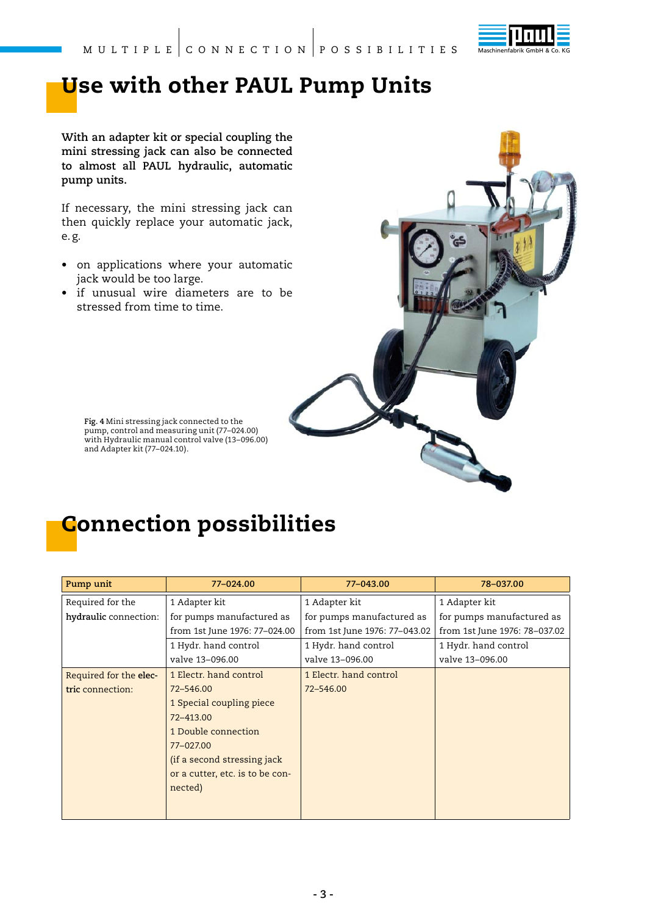# Use with other PAUL Pump Units

**With an adapter kit or special coupling the mini stressing jack can also be connected to almost all PAUL hydraulic, automatic pump units.**

If necessary, the mini stressing jack can then quickly replace your automatic jack, e.g.

- on applications where your automatic jack would be too large.
- if unusual wire diameters are to be stressed from time to time.

**Fig. 4** Mini stressing jack connected to the pump, control and measuring unit (77–024.00) with Hydraulic manual control valve (13–096.00) and Adapter kit (77–024.10).

# Connection possibilities

| Pump unit | 77–024.00 | 77–043.00 | 78–037.00 |
|---|---|---|---|
| Required for the **hydraulic** connection: | 1 Adapter kit for pumps manufactured as from 1st June 1976: 77–024.00 | 1 Adapter kit for pumps manufactured as from 1st June 1976: 77–043.02 | 1 Adapter kit for pumps manufactured as from 1st June 1976: 78–037.02 |
| | 1 Hydr. hand control valve 13–096.00 | 1 Hydr. hand control valve 13–096.00 | 1 Hydr. hand control valve 13–096.00 |
| Required for the **electric** connection: | 1 Electr. hand control 72–546.00<br>1 Special coupling piece 72–413.00<br>1 Double connection 77–027.00<br>(if a second stressing jack or a cutter, etc. is to be connected) | 1 Electr. hand control 72–546.00 | |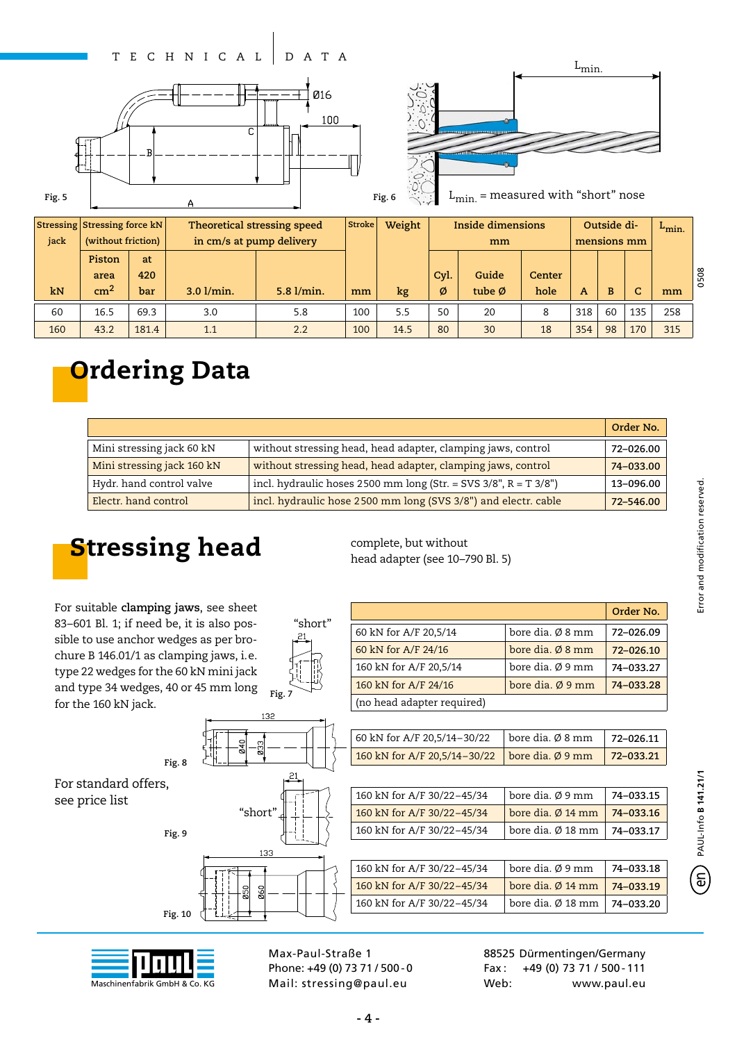TECHNICAL DATA

Ø16

100

C

B

A

Fig. 5

$L_{min.}$

Fig. 6

$L_{min.}$ = measured with "short" nose

| Stressing jack | Stressing force kN (without friction) | | Theoretical stressing speed in cm/s at pump delivery | | Stroke | Weight | Inside dimensions mm | | | Outside dimensions mm | | | $L_{min.}$ |
|---|---|---|---|---|---|---|---|---|---|---|---|---|---|
| | Piston area | at 420 | | | | | Cyl. | Guide | Center | | | | |
| kN | cm² | bar | 3.0 l/min. | 5.8 l/min. | mm | kg | Ø | tube Ø | hole | A | B | C | mm |
| 60 | 16.5 | 69.3 | 3.0 | 5.8 | 100 | 5.5 | 50 | 20 | 8 | 318 | 60 | 135 | 258 |
| 160 | 43.2 | 181.4 | 1.1 | 2.2 | 100 | 14.5 | 80 | 30 | 18 | 354 | 98 | 170 | 315 |

# Ordering Data

| | | Order No. |
|---|---|---|
| Mini stressing jack 60 kN | without stressing head, head adapter, clamping jaws, control | 72-026.00 |
| Mini stressing jack 160 kN | without stressing head, head adapter, clamping jaws, control | 74-033.00 |
| Hydr. hand control valve | incl. hydraulic hoses 2500 mm long (Str. = SVS 3/8", R = T 3/8") | 13-096.00 |
| Electr. hand control | incl. hydraulic hose 2500 mm long (SVS 3/8") and electr. cable | 72-546.00 |

# Stressing head

complete, but without head adapter (see 10–790 Bl. 5)

For suitable **clamping jaws**, see sheet 83–601 Bl. 1; if need be, it is also possible to use anchor wedges as per brochure B 146.01/1 as clamping jaws, i.e. type 22 wedges for the 60 kN mini jack and type 34 wedges, 40 or 45 mm long for the 160 kN jack.

For standard offers, see price list

"short"

21

Fig. 7

132

Ø40 Ø33

Fig. 8

21

"short"

Fig. 9

133

Ø50 Ø60

Fig. 10

| | | Order No. |
|---|---|---|
| 60 kN for A/F 20,5/14 | bore dia. Ø 8 mm | 72-026.09 |
| 60 kN for A/F 24/16 | bore dia. Ø 8 mm | 72-026.10 |
| 160 kN for A/F 20,5/14 | bore dia. Ø 9 mm | 74-033.27 |
| 160 kN for A/F 24/16 | bore dia. Ø 9 mm | 74-033.28 |
| (no head adapter required) | | |
| 60 kN for A/F 20,5/14–30/22 | bore dia. Ø 8 mm | 72-026.11 |
| 160 kN for A/F 20,5/14–30/22 | bore dia. Ø 9 mm | 72-033.21 |
| 160 kN for A/F 30/22–45/34 | bore dia. Ø 9 mm | 74-033.15 |
| 160 kN for A/F 30/22–45/34 | bore dia. Ø 14 mm | 74-033.16 |
| 160 kN for A/F 30/22–45/34 | bore dia. Ø 18 mm | 74-033.17 |
| 160 kN for A/F 30/22–45/34 | bore dia. Ø 9 mm | 74-033.18 |
| 160 kN for A/F 30/22–45/34 | bore dia. Ø 14 mm | 74-033.19 |
| 160 kN for A/F 30/22–45/34 | bore dia. Ø 18 mm | 74-033.20 |

0508

Error and modification reserved.

PAUL-Info **B 141.21/1**

en

Paul Maschinenfabrik GmbH & Co. KG

Max-Paul-Straße 1
Phone: +49 (0) 73 71 / 500 - 0
Mail: stressing@paul.eu

88525 Dürmentingen/Germany
Fax: +49 (0) 73 71 / 500 - 111
Web: www.paul.eu